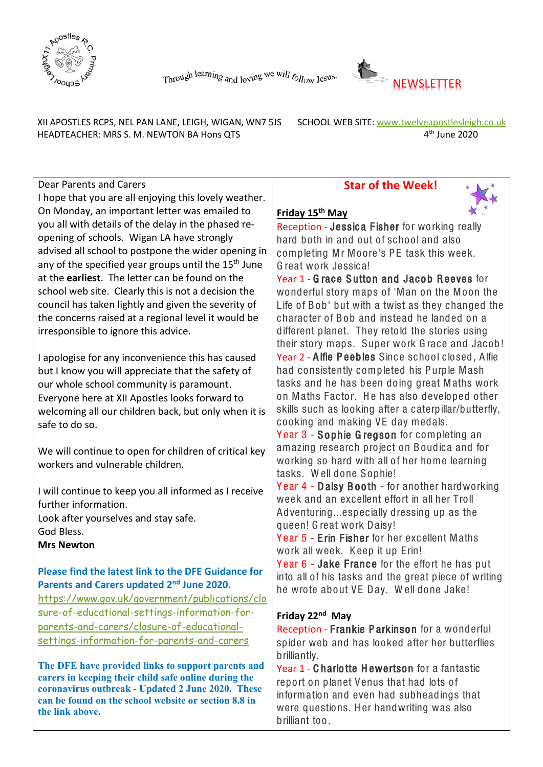Through learning and loving we will follow Jesus.

# NEWSLETTER

XII APOSTLES RCPS, NEL PAN LANE, LEIGH, WIGAN, WN7 5JS
HEADTEACHER: MRS S. M. NEWTON BA Hons QTS

SCHOOL WEB SITE: www.twelveapostlesleigh.co.uk
4th June 2020

Dear Parents and Carers

I hope that you are all enjoying this lovely weather. On Monday, an important letter was emailed to you all with details of the delay in the phased re-opening of schools. Wigan LA have strongly advised all school to postpone the wider opening in any of the specified year groups until the 15th June at the **earliest**. The letter can be found on the school web site. Clearly this is not a decision the council has taken lightly and given the severity of the concerns raised at a regional level it would be irresponsible to ignore this advice.

I apologise for any inconvenience this has caused but I know you will appreciate that the safety of our whole school community is paramount. Everyone here at XII Apostles looks forward to welcoming all our children back, but only when it is safe to do so.

We will continue to open for children of critical key workers and vulnerable children.

I will continue to keep you all informed as I receive further information.

Look after yourselves and stay safe.

God Bless.

**Mrs Newton**

**Please find the latest link to the DFE Guidance for Parents and Carers updated 2nd June 2020.**

https://www.gov.uk/government/publications/closure-of-educational-settings-information-for-parents-and-carers/closure-of-educational-settings-information-for-parents-and-carers

**The DFE have provided links to support parents and carers in keeping their child safe online during the coronavirus outbreak - Updated 2 June 2020. These can be found on the school website or section 8.8 in the link above.**

## Star of the Week!

**Friday 15th May**

Reception - **Jessica Fisher** for working really hard both in and out of school and also completing Mr Moore's PE task this week. Great work Jessica!

Year 1 - **Grace Sutton and Jacob Reeves** for wonderful story maps of 'Man on the Moon the Life of Bob' but with a twist as they changed the character of Bob and instead he landed on a different planet. They retold the stories using their story maps. Super work Grace and Jacob!

Year 2 - **Alfie Peebles** Since school closed, Alfie had consistently completed his Purple Mash tasks and he has been doing great Maths work on Maths Factor. He has also developed other skills such as looking after a caterpillar/butterfly, cooking and making VE day medals.

Year 3 - **Sophie Gregson** for completing an amazing research project on Boudica and for working so hard with all of her home learning tasks. Well done Sophie!

Year 4 - **Daisy Booth** - for another hardworking week and an excellent effort in all her Troll Adventuring...especially dressing up as the queen! Great work Daisy!

Year 5 - **Erin Fisher** for her excellent Maths work all week. Keep it up Erin!

Year 6 - **Jake France** for the effort he has put into all of his tasks and the great piece of writing he wrote about VE Day. Well done Jake!

**Friday 22nd May**

Reception - **Frankie Parkinson** for a wonderful spider web and has looked after her butterflies brilliantly.

Year 1 - **Charlotte Hewertson** for a fantastic report on planet Venus that had lots of information and even had subheadings that were questions. Her handwriting was also brilliant too.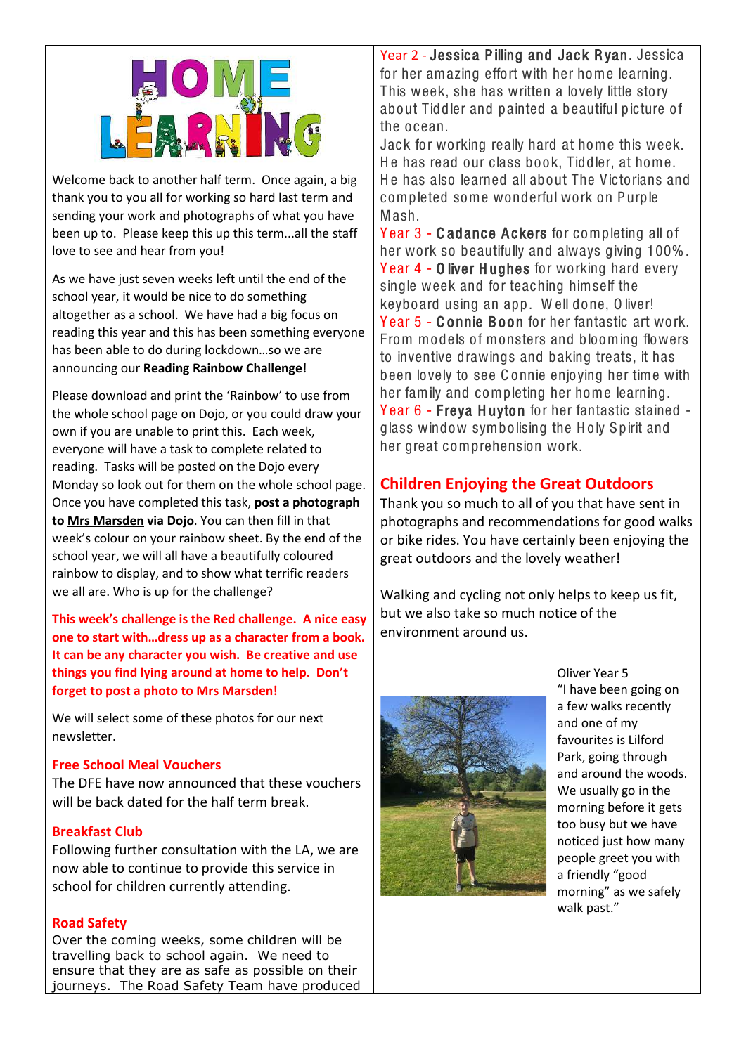# HOME LEARNING

Welcome back to another half term. Once again, a big thank you to you all for working so hard last term and sending your work and photographs of what you have been up to. Please keep this up this term...all the staff love to see and hear from you!

As we have just seven weeks left until the end of the school year, it would be nice to do something altogether as a school. We have had a big focus on reading this year and this has been something everyone has been able to do during lockdown…so we are announcing our **Reading Rainbow Challenge!**

Please download and print the 'Rainbow' to use from the whole school page on Dojo, or you could draw your own if you are unable to print this. Each week, everyone will have a task to complete related to reading. Tasks will be posted on the Dojo every Monday so look out for them on the whole school page. Once you have completed this task, **post a photograph to Mrs Marsden via Dojo**. You can then fill in that week's colour on your rainbow sheet. By the end of the school year, we will all have a beautifully coloured rainbow to display, and to show what terrific readers we all are. Who is up for the challenge?

**This week's challenge is the Red challenge. A nice easy one to start with…dress up as a character from a book. It can be any character you wish. Be creative and use things you find lying around at home to help. Don't forget to post a photo to Mrs Marsden!**

We will select some of these photos for our next newsletter.

### Free School Meal Vouchers

The DFE have announced that these vouchers will be back dated for the half term break.

### Breakfast Club

Following further consultation with the LA, we are now able to continue to provide this service in school for children currently attending.

### Road Safety

Over the coming weeks, some children will be travelling back to school again. We need to ensure that they are as safe as possible on their journeys. The Road Safety Team have produced

Year 2 - **Jessica Pilling and Jack Ryan**. Jessica for her amazing effort with her home learning. This week, she has written a lovely little story about Tiddler and painted a beautiful picture of the ocean.
Jack for working really hard at home this week. He has read our class book, Tiddler, at home. He has also learned all about The Victorians and completed some wonderful work on Purple Mash.

Year 3 - **Cadance Ackers** for completing all of her work so beautifully and always giving 100%.

Year 4 - **Oliver Hughes** for working hard every single week and for teaching himself the keyboard using an app. Well done, Oliver!

Year 5 - **Connie Boon** for her fantastic art work. From models of monsters and blooming flowers to inventive drawings and baking treats, it has been lovely to see Connie enjoying her time with her family and completing her home learning.

Year 6 - **Freya Huyton** for her fantastic stained - glass window symbolising the Holy Spirit and her great comprehension work.

## Children Enjoying the Great Outdoors

Thank you so much to all of you that have sent in photographs and recommendations for good walks or bike rides. You have certainly been enjoying the great outdoors and the lovely weather!

Walking and cycling not only helps to keep us fit, but we also take so much notice of the environment around us.

Oliver Year 5
"I have been going on a few walks recently and one of my favourites is Lilford Park, going through and around the woods. We usually go in the morning before it gets too busy but we have noticed just how many people greet you with a friendly "good morning" as we safely walk past."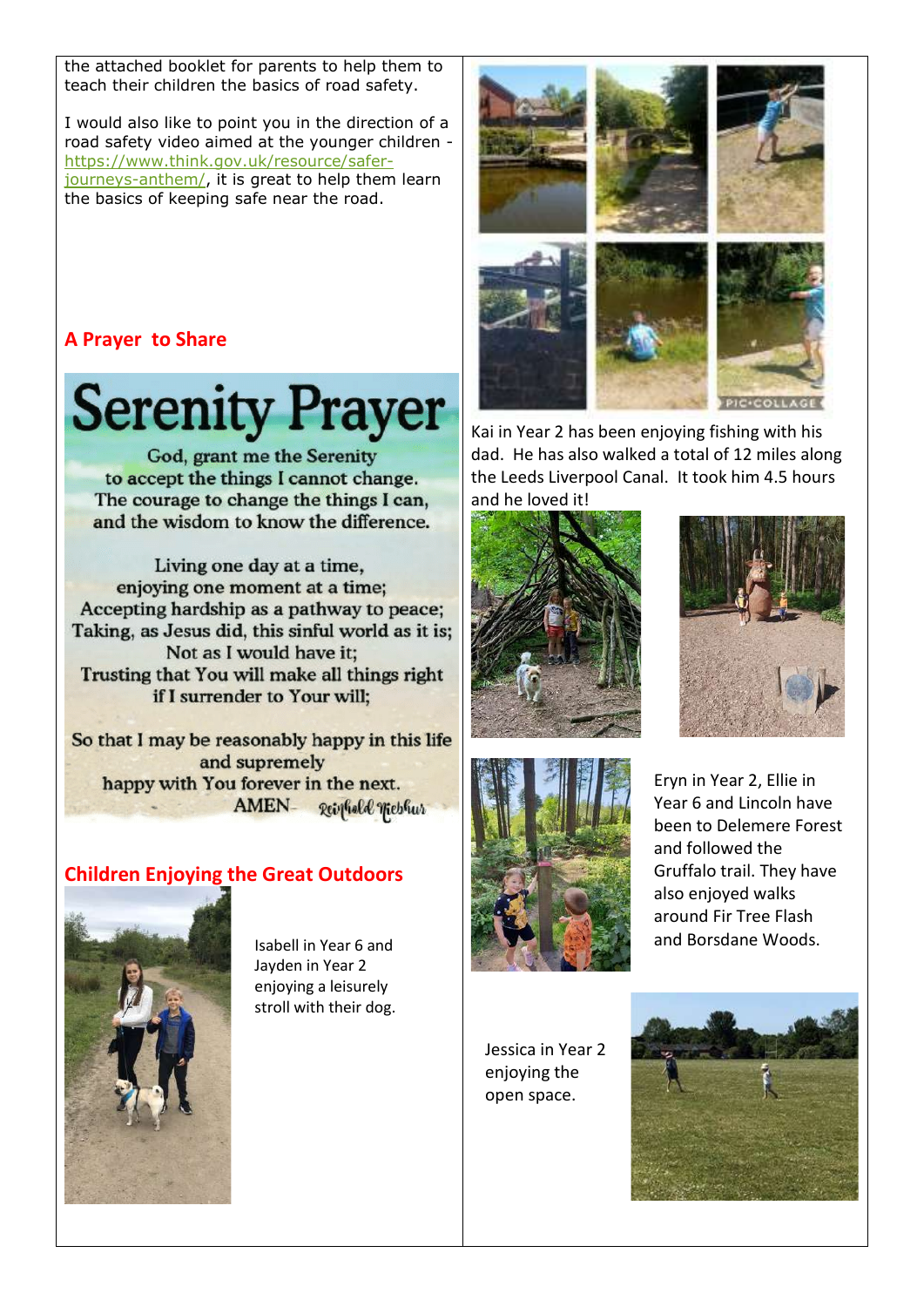the attached booklet for parents to help them to teach their children the basics of road safety.

I would also like to point you in the direction of a road safety video aimed at the younger children - https://www.think.gov.uk/resource/safer-journeys-anthem/, it is great to help them learn the basics of keeping safe near the road.

## A Prayer to Share

# Serenity Prayer

God, grant me the Serenity
to accept the things I cannot change.
The courage to change the things I can,
and the wisdom to know the difference.

Living one day at a time,
enjoying one moment at a time;
Accepting hardship as a pathway to peace;
Taking, as Jesus did, this sinful world as it is;
Not as I would have it;
Trusting that You will make all things right
if I surrender to Your will;

So that I may be reasonably happy in this life
and supremely
happy with You forever in the next.
AMEN - Reinhold Niebuhr

## Children Enjoying the Great Outdoors

Isabell in Year 6 and Jayden in Year 2 enjoying a leisurely stroll with their dog.

Kai in Year 2 has been enjoying fishing with his dad. He has also walked a total of 12 miles along the Leeds Liverpool Canal. It took him 4.5 hours and he loved it!

Eryn in Year 2, Ellie in Year 6 and Lincoln have been to Delemere Forest and followed the Gruffalo trail. They have also enjoyed walks around Fir Tree Flash and Borsdane Woods.

Jessica in Year 2 enjoying the open space.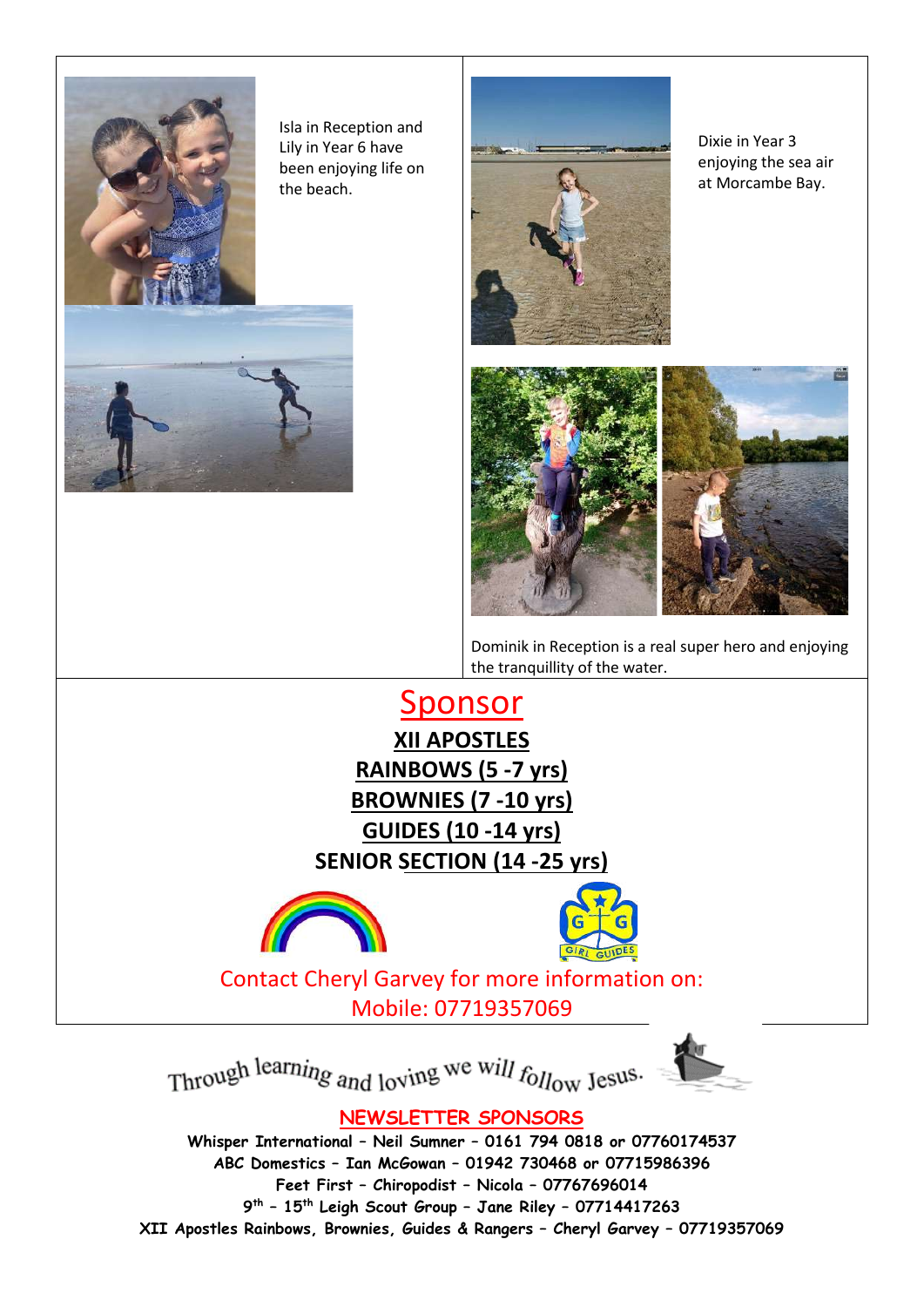Isla in Reception and Lily in Year 6 have been enjoying life on the beach.

Dixie in Year 3 enjoying the sea air at Morcambe Bay.

Dominik in Reception is a real super hero and enjoying the tranquillity of the water.

## Sponsor

**XII APOSTLES**

**RAINBOWS (5 -7 yrs)**

**BROWNIES (7 -10 yrs)**

**GUIDES (10 -14 yrs)**

**SENIOR SECTION (14 -25 yrs)**

Contact Cheryl Garvey for more information on:
Mobile: 07719357069

Through learning and loving we will follow Jesus.

## NEWSLETTER SPONSORS

**Whisper International – Neil Sumner – 0161 794 0818 or 07760174537**
**ABC Domestics – Ian McGowan – 01942 730468 or 07715986396**
**Feet First – Chiropodist – Nicola – 07767696014**
**9th – 15th Leigh Scout Group – Jane Riley – 07714417263**
**XII Apostles Rainbows, Brownies, Guides & Rangers – Cheryl Garvey – 07719357069**